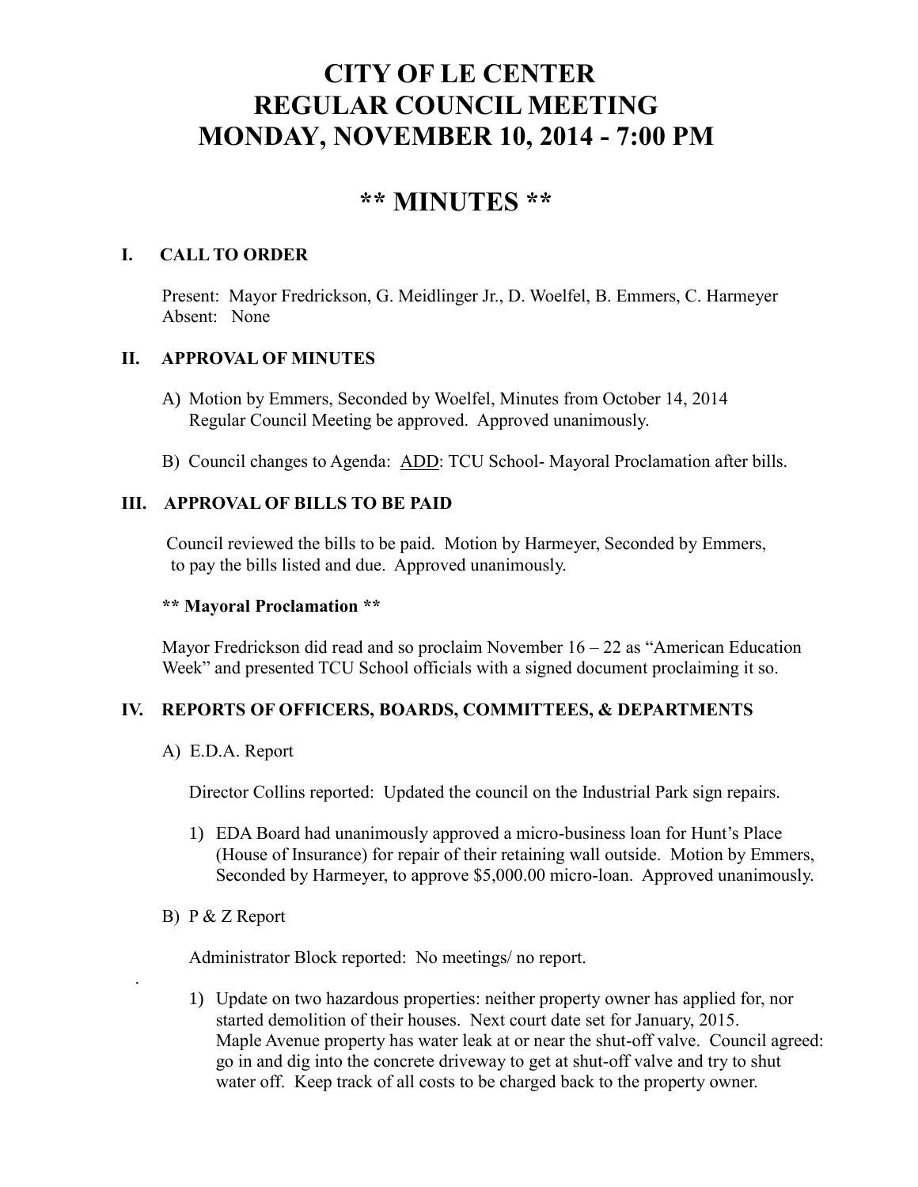# CITY OF LE CENTER
# REGULAR COUNCIL MEETING
# MONDAY, NOVEMBER 10, 2014 - 7:00 PM

## ** MINUTES **

### I. CALL TO ORDER

Present: Mayor Fredrickson, G. Meidlinger Jr., D. Woelfel, B. Emmers, C. Harmeyer
Absent: None

### II. APPROVAL OF MINUTES

A) Motion by Emmers, Seconded by Woelfel, Minutes from October 14, 2014 Regular Council Meeting be approved. Approved unanimously.

B) Council changes to Agenda: ADD: TCU School- Mayoral Proclamation after bills.

### III. APPROVAL OF BILLS TO BE PAID

Council reviewed the bills to be paid. Motion by Harmeyer, Seconded by Emmers, to pay the bills listed and due. Approved unanimously.

**** Mayoral Proclamation ****

Mayor Fredrickson did read and so proclaim November 16 – 22 as "American Education Week" and presented TCU School officials with a signed document proclaiming it so.

### IV. REPORTS OF OFFICERS, BOARDS, COMMITTEES, & DEPARTMENTS

A) E.D.A. Report

Director Collins reported: Updated the council on the Industrial Park sign repairs.

1) EDA Board had unanimously approved a micro-business loan for Hunt's Place (House of Insurance) for repair of their retaining wall outside. Motion by Emmers, Seconded by Harmeyer, to approve $5,000.00 micro-loan. Approved unanimously.

B) P & Z Report

Administrator Block reported: No meetings/ no report.

1) Update on two hazardous properties: neither property owner has applied for, nor started demolition of their houses. Next court date set for January, 2015. Maple Avenue property has water leak at or near the shut-off valve. Council agreed: go in and dig into the concrete driveway to get at shut-off valve and try to shut water off. Keep track of all costs to be charged back to the property owner.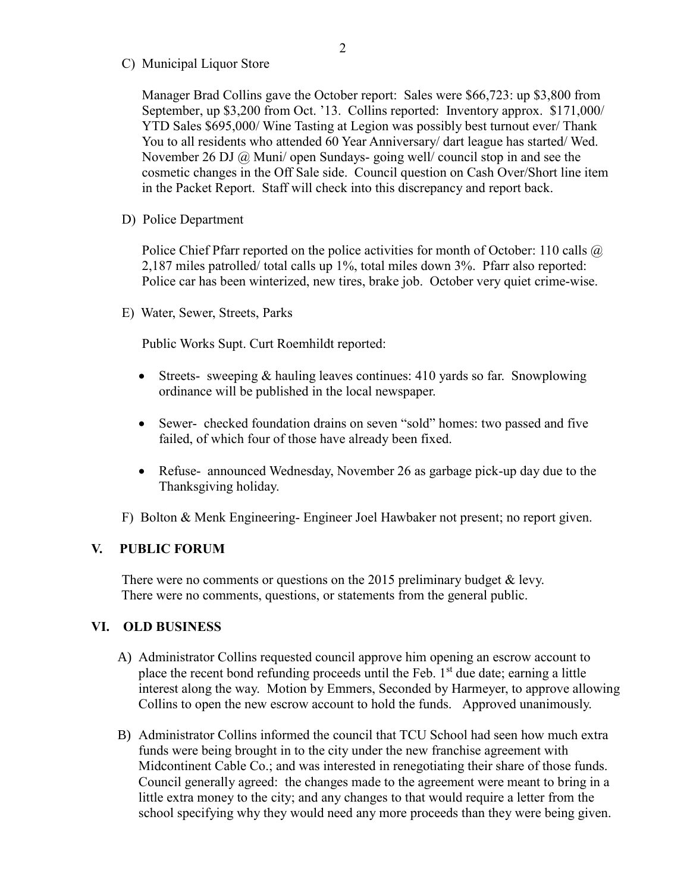C) Municipal Liquor Store

Manager Brad Collins gave the October report: Sales were $66,723: up $3,800 from September, up $3,200 from Oct. '13. Collins reported: Inventory approx. $171,000/ YTD Sales $695,000/ Wine Tasting at Legion was possibly best turnout ever/ Thank You to all residents who attended 60 Year Anniversary/ dart league has started/ Wed. November 26 DJ @ Muni/ open Sundays- going well/ council stop in and see the cosmetic changes in the Off Sale side. Council question on Cash Over/Short line item in the Packet Report. Staff will check into this discrepancy and report back.

D) Police Department

Police Chief Pfarr reported on the police activities for month of October: 110 calls @ 2,187 miles patrolled/ total calls up 1%, total miles down 3%. Pfarr also reported: Police car has been winterized, new tires, brake job. October very quiet crime-wise.

E) Water, Sewer, Streets, Parks

Public Works Supt. Curt Roemhildt reported:

- Streets- sweeping & hauling leaves continues: 410 yards so far. Snowplowing ordinance will be published in the local newspaper.
- Sewer- checked foundation drains on seven "sold" homes: two passed and five failed, of which four of those have already been fixed.
- Refuse- announced Wednesday, November 26 as garbage pick-up day due to the Thanksgiving holiday.

F) Bolton & Menk Engineering- Engineer Joel Hawbaker not present; no report given.

## V. PUBLIC FORUM

There were no comments or questions on the 2015 preliminary budget & levy.
There were no comments, questions, or statements from the general public.

## VI. OLD BUSINESS

A) Administrator Collins requested council approve him opening an escrow account to place the recent bond refunding proceeds until the Feb. 1st due date; earning a little interest along the way. Motion by Emmers, Seconded by Harmeyer, to approve allowing Collins to open the new escrow account to hold the funds. Approved unanimously.

B) Administrator Collins informed the council that TCU School had seen how much extra funds were being brought in to the city under the new franchise agreement with Midcontinent Cable Co.; and was interested in renegotiating their share of those funds. Council generally agreed: the changes made to the agreement were meant to bring in a little extra money to the city; and any changes to that would require a letter from the school specifying why they would need any more proceeds than they were being given.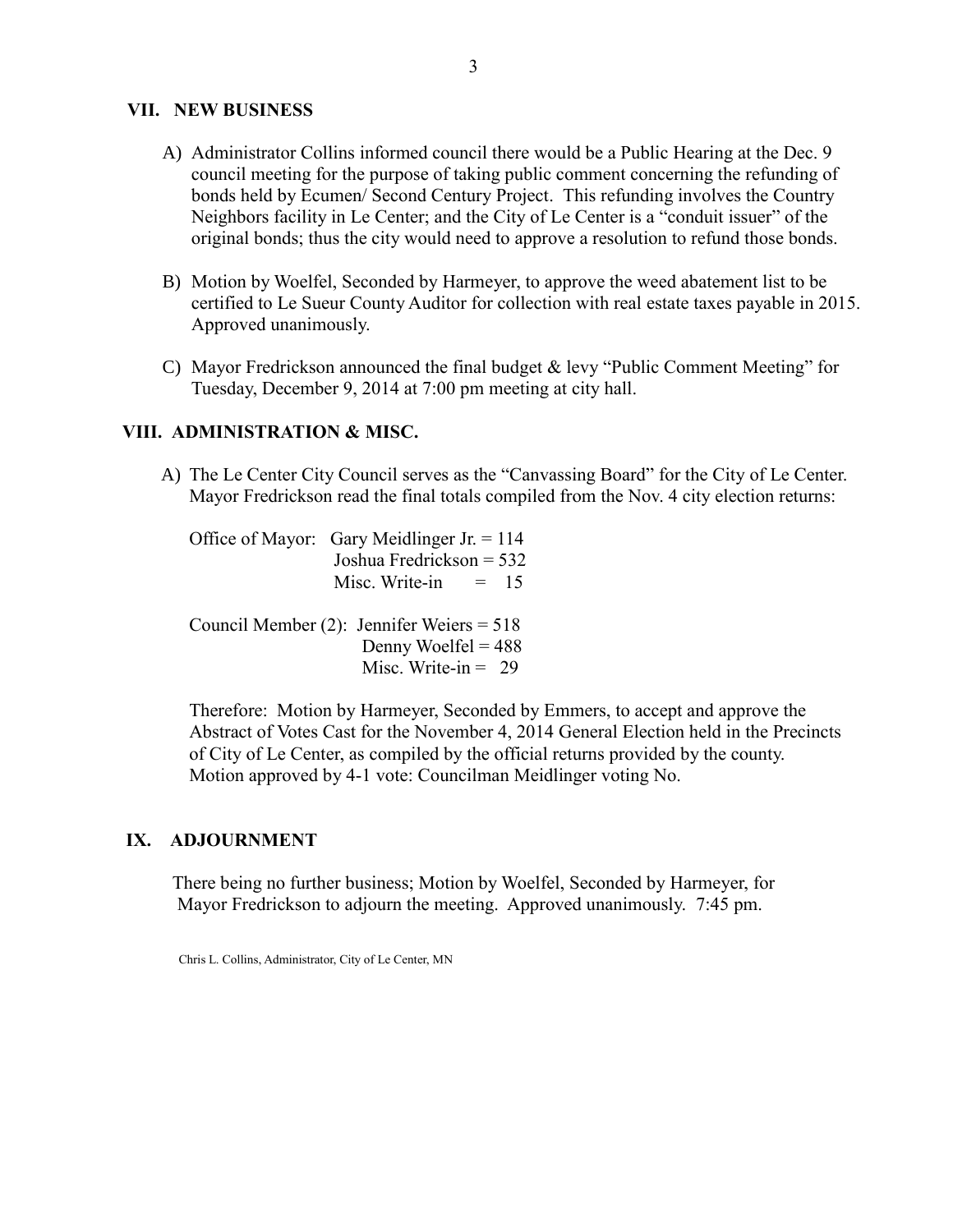## VII. NEW BUSINESS

A) Administrator Collins informed council there would be a Public Hearing at the Dec. 9 council meeting for the purpose of taking public comment concerning the refunding of bonds held by Ecumen/ Second Century Project. This refunding involves the Country Neighbors facility in Le Center; and the City of Le Center is a "conduit issuer" of the original bonds; thus the city would need to approve a resolution to refund those bonds.

B) Motion by Woelfel, Seconded by Harmeyer, to approve the weed abatement list to be certified to Le Sueur County Auditor for collection with real estate taxes payable in 2015. Approved unanimously.

C) Mayor Fredrickson announced the final budget & levy "Public Comment Meeting" for Tuesday, December 9, 2014 at 7:00 pm meeting at city hall.

## VIII. ADMINISTRATION & MISC.

A) The Le Center City Council serves as the "Canvassing Board" for the City of Le Center. Mayor Fredrickson read the final totals compiled from the Nov. 4 city election returns:

Office of Mayor: Gary Meidlinger Jr. = 114
Joshua Fredrickson = 532
Misc. Write-in = 15

Council Member (2): Jennifer Weiers = 518
Denny Woelfel = 488
Misc. Write-in = 29

Therefore: Motion by Harmeyer, Seconded by Emmers, to accept and approve the Abstract of Votes Cast for the November 4, 2014 General Election held in the Precincts of City of Le Center, as compiled by the official returns provided by the county. Motion approved by 4-1 vote: Councilman Meidlinger voting No.

## IX. ADJOURNMENT

There being no further business; Motion by Woelfel, Seconded by Harmeyer, for Mayor Fredrickson to adjourn the meeting. Approved unanimously. 7:45 pm.

Chris L. Collins, Administrator, City of Le Center, MN